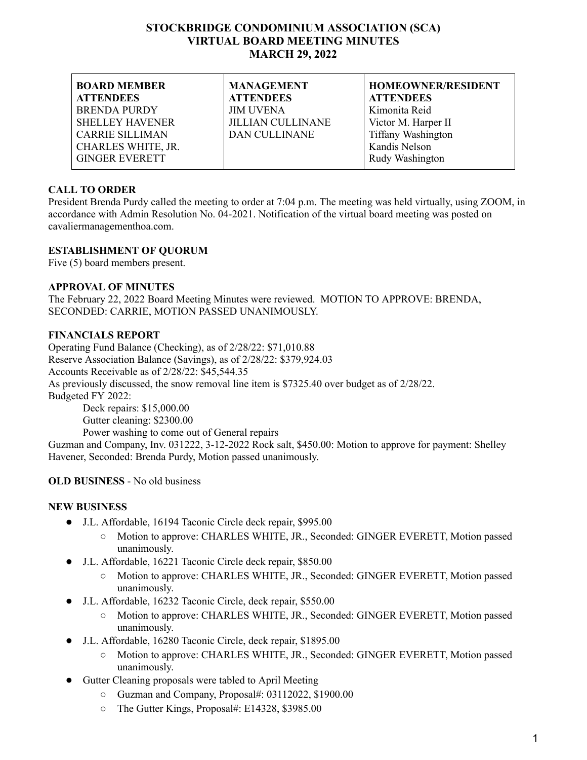# STOCKBRIDGE CONDOMINIUM ASSOCIATION (SCA)
# VIRTUAL BOARD MEETING MINUTES
# MARCH 29, 2022

| BOARD MEMBER ATTENDEES | MANAGEMENT ATTENDEES | HOMEOWNER/RESIDENT ATTENDEES |
|---|---|---|
| BRENDA PURDY | JIM UVENA | Kimonita Reid |
| SHELLEY HAVENER | JILLIAN CULLINANE | Victor M. Harper II |
| CARRIE SILLIMAN | DAN CULLINANE | Tiffany Washington |
| CHARLES WHITE, JR. | | Kandis Nelson |
| GINGER EVERETT | | Rudy Washington |

**CALL TO ORDER**

President Brenda Purdy called the meeting to order at 7:04 p.m. The meeting was held virtually, using ZOOM, in accordance with Admin Resolution No. 04-2021. Notification of the virtual board meeting was posted on cavaliermanagementhoa.com.

**ESTABLISHMENT OF QUORUM**

Five (5) board members present.

**APPROVAL OF MINUTES**

The February 22, 2022 Board Meeting Minutes were reviewed. MOTION TO APPROVE: BRENDA, SECONDED: CARRIE, MOTION PASSED UNANIMOUSLY.

**FINANCIALS REPORT**

Operating Fund Balance (Checking), as of 2/28/22: $71,010.88
Reserve Association Balance (Savings), as of 2/28/22: $379,924.03
Accounts Receivable as of 2/28/22: $45,544.35
As previously discussed, the snow removal line item is $7325.40 over budget as of 2/28/22.
Budgeted FY 2022:

Deck repairs: $15,000.00
Gutter cleaning: $2300.00
Power washing to come out of General repairs

Guzman and Company, Inv. 031222, 3-12-2022 Rock salt, $450.00: Motion to approve for payment: Shelley Havener, Seconded: Brenda Purdy, Motion passed unanimously.

**OLD BUSINESS** - No old business

**NEW BUSINESS**

- J.L. Affordable, 16194 Taconic Circle deck repair, $995.00
  - Motion to approve: CHARLES WHITE, JR., Seconded: GINGER EVERETT, Motion passed unanimously.
- J.L. Affordable, 16221 Taconic Circle deck repair, $850.00
  - Motion to approve: CHARLES WHITE, JR., Seconded: GINGER EVERETT, Motion passed unanimously.
- J.L. Affordable, 16232 Taconic Circle, deck repair, $550.00
  - Motion to approve: CHARLES WHITE, JR., Seconded: GINGER EVERETT, Motion passed unanimously.
- J.L. Affordable, 16280 Taconic Circle, deck repair, $1895.00
  - Motion to approve: CHARLES WHITE, JR., Seconded: GINGER EVERETT, Motion passed unanimously.
- Gutter Cleaning proposals were tabled to April Meeting
  - Guzman and Company, Proposal#: 03112022, $1900.00
  - The Gutter Kings, Proposal#: E14328, $3985.00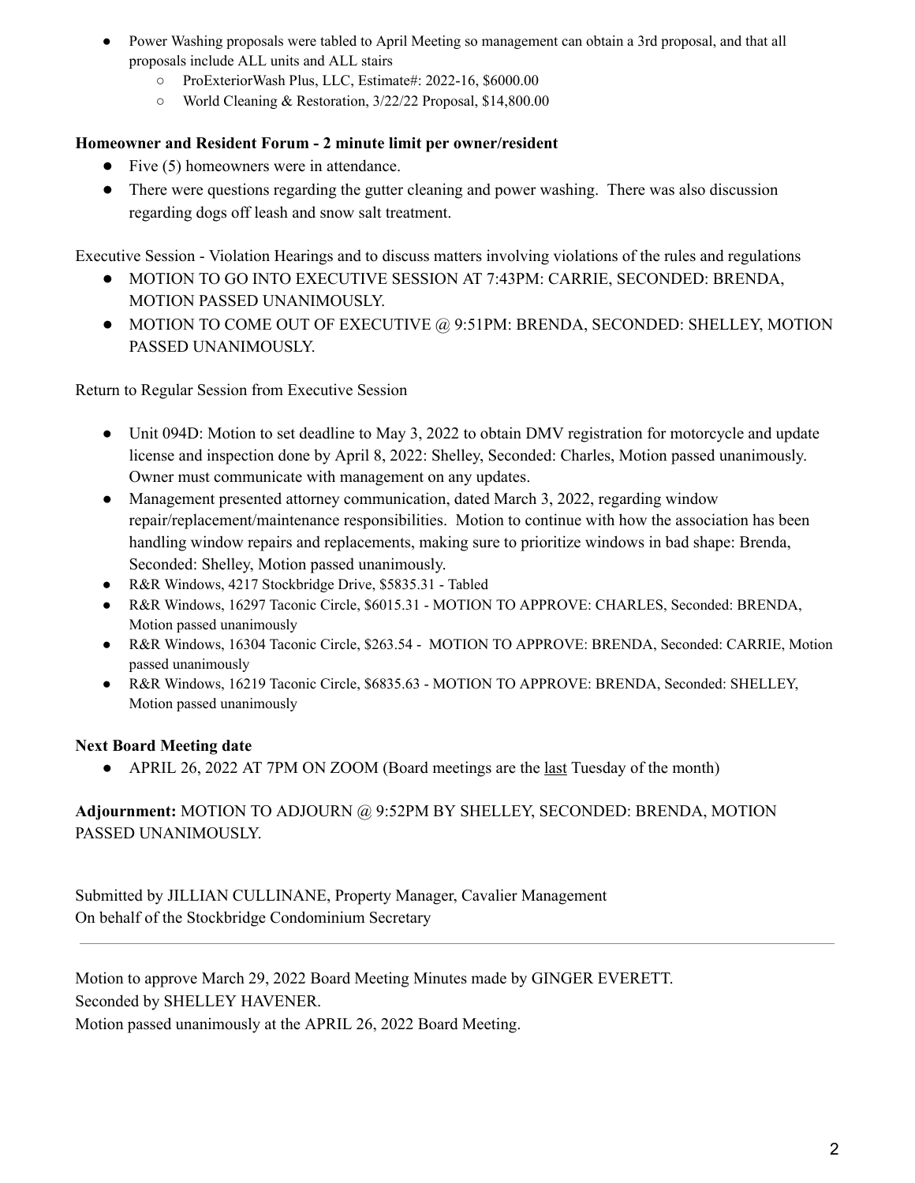- Power Washing proposals were tabled to April Meeting so management can obtain a 3rd proposal, and that all proposals include ALL units and ALL stairs
  - ProExteriorWash Plus, LLC, Estimate#: 2022-16, $6000.00
  - World Cleaning & Restoration, 3/22/22 Proposal, $14,800.00

**Homeowner and Resident Forum - 2 minute limit per owner/resident**

- Five (5) homeowners were in attendance.
- There were questions regarding the gutter cleaning and power washing. There was also discussion regarding dogs off leash and snow salt treatment.

Executive Session - Violation Hearings and to discuss matters involving violations of the rules and regulations

- MOTION TO GO INTO EXECUTIVE SESSION AT 7:43PM: CARRIE, SECONDED: BRENDA, MOTION PASSED UNANIMOUSLY.
- MOTION TO COME OUT OF EXECUTIVE @ 9:51PM: BRENDA, SECONDED: SHELLEY, MOTION PASSED UNANIMOUSLY.

Return to Regular Session from Executive Session

- Unit 094D: Motion to set deadline to May 3, 2022 to obtain DMV registration for motorcycle and update license and inspection done by April 8, 2022: Shelley, Seconded: Charles, Motion passed unanimously. Owner must communicate with management on any updates.
- Management presented attorney communication, dated March 3, 2022, regarding window repair/replacement/maintenance responsibilities. Motion to continue with how the association has been handling window repairs and replacements, making sure to prioritize windows in bad shape: Brenda, Seconded: Shelley, Motion passed unanimously.
- R&R Windows, 4217 Stockbridge Drive, $5835.31 - Tabled
- R&R Windows, 16297 Taconic Circle, $6015.31 - MOTION TO APPROVE: CHARLES, Seconded: BRENDA, Motion passed unanimously
- R&R Windows, 16304 Taconic Circle, $263.54 - MOTION TO APPROVE: BRENDA, Seconded: CARRIE, Motion passed unanimously
- R&R Windows, 16219 Taconic Circle, $6835.63 - MOTION TO APPROVE: BRENDA, Seconded: SHELLEY, Motion passed unanimously

**Next Board Meeting date**

- APRIL 26, 2022 AT 7PM ON ZOOM (Board meetings are the last Tuesday of the month)

**Adjournment:** MOTION TO ADJOURN @ 9:52PM BY SHELLEY, SECONDED: BRENDA, MOTION PASSED UNANIMOUSLY.

Submitted by JILLIAN CULLINANE, Property Manager, Cavalier Management
On behalf of the Stockbridge Condominium Secretary

---

Motion to approve March 29, 2022 Board Meeting Minutes made by GINGER EVERETT.
Seconded by SHELLEY HAVENER.
Motion passed unanimously at the APRIL 26, 2022 Board Meeting.